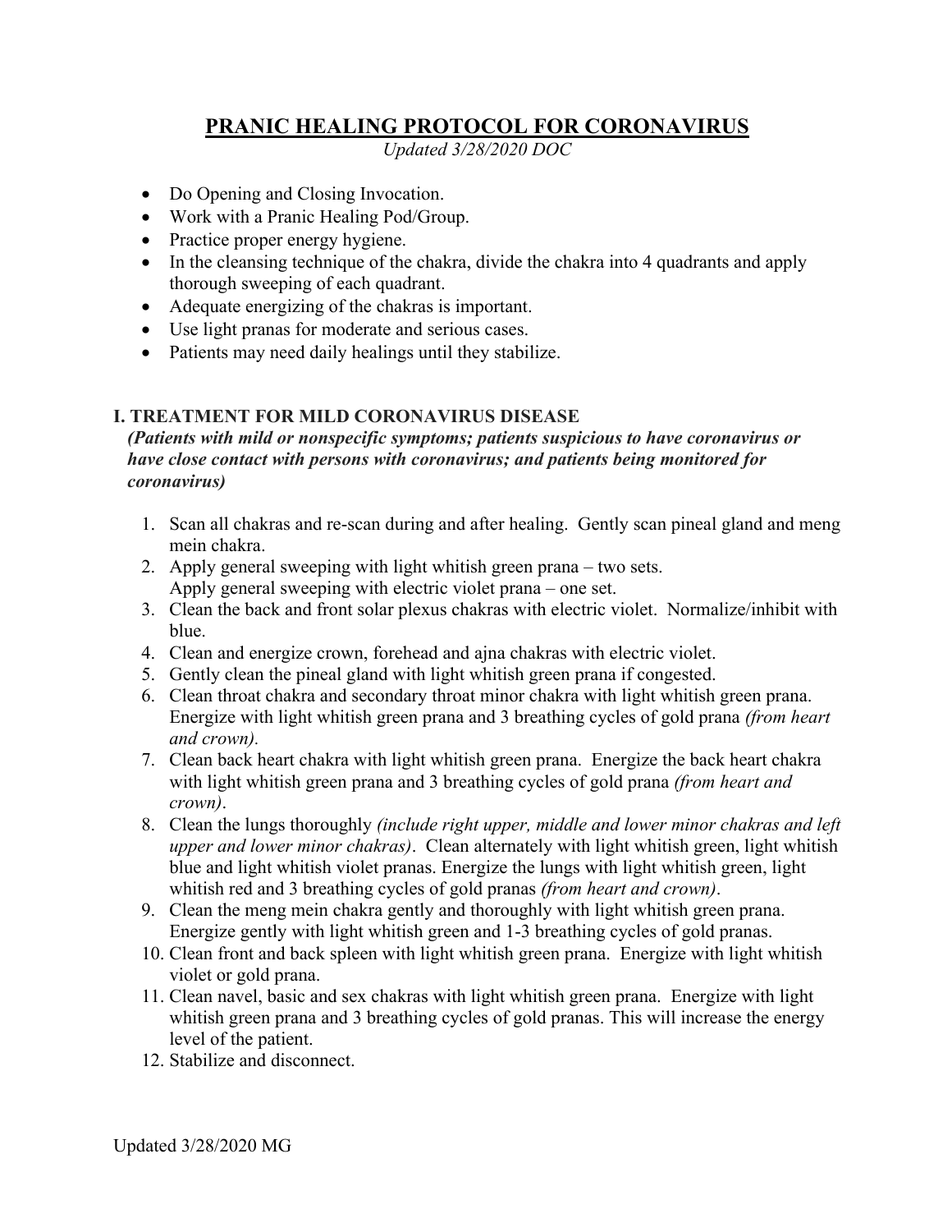# PRANIC HEALING PROTOCOL FOR CORONAVIRUS

*Updated 3/28/2020 DOC*

- Do Opening and Closing Invocation.
- Work with a Pranic Healing Pod/Group.
- Practice proper energy hygiene.
- In the cleansing technique of the chakra, divide the chakra into 4 quadrants and apply thorough sweeping of each quadrant.
- Adequate energizing of the chakras is important.
- Use light pranas for moderate and serious cases.
- Patients may need daily healings until they stabilize.

## I. TREATMENT FOR MILD CORONAVIRUS DISEASE

***(Patients with mild or nonspecific symptoms; patients suspicious to have coronavirus or have close contact with persons with coronavirus; and patients being monitored for coronavirus)***

1. Scan all chakras and re-scan during and after healing. Gently scan pineal gland and meng mein chakra.
2. Apply general sweeping with light whitish green prana – two sets.
   Apply general sweeping with electric violet prana – one set.
3. Clean the back and front solar plexus chakras with electric violet. Normalize/inhibit with blue.
4. Clean and energize crown, forehead and ajna chakras with electric violet.
5. Gently clean the pineal gland with light whitish green prana if congested.
6. Clean throat chakra and secondary throat minor chakra with light whitish green prana. Energize with light whitish green prana and 3 breathing cycles of gold prana *(from heart and crown).*
7. Clean back heart chakra with light whitish green prana. Energize the back heart chakra with light whitish green prana and 3 breathing cycles of gold prana *(from heart and crown)*.
8. Clean the lungs thoroughly *(include right upper, middle and lower minor chakras and left upper and lower minor chakras)*. Clean alternately with light whitish green, light whitish blue and light whitish violet pranas. Energize the lungs with light whitish green, light whitish red and 3 breathing cycles of gold pranas *(from heart and crown)*.
9. Clean the meng mein chakra gently and thoroughly with light whitish green prana. Energize gently with light whitish green and 1-3 breathing cycles of gold pranas.
10. Clean front and back spleen with light whitish green prana. Energize with light whitish violet or gold prana.
11. Clean navel, basic and sex chakras with light whitish green prana. Energize with light whitish green prana and 3 breathing cycles of gold pranas. This will increase the energy level of the patient.
12. Stabilize and disconnect.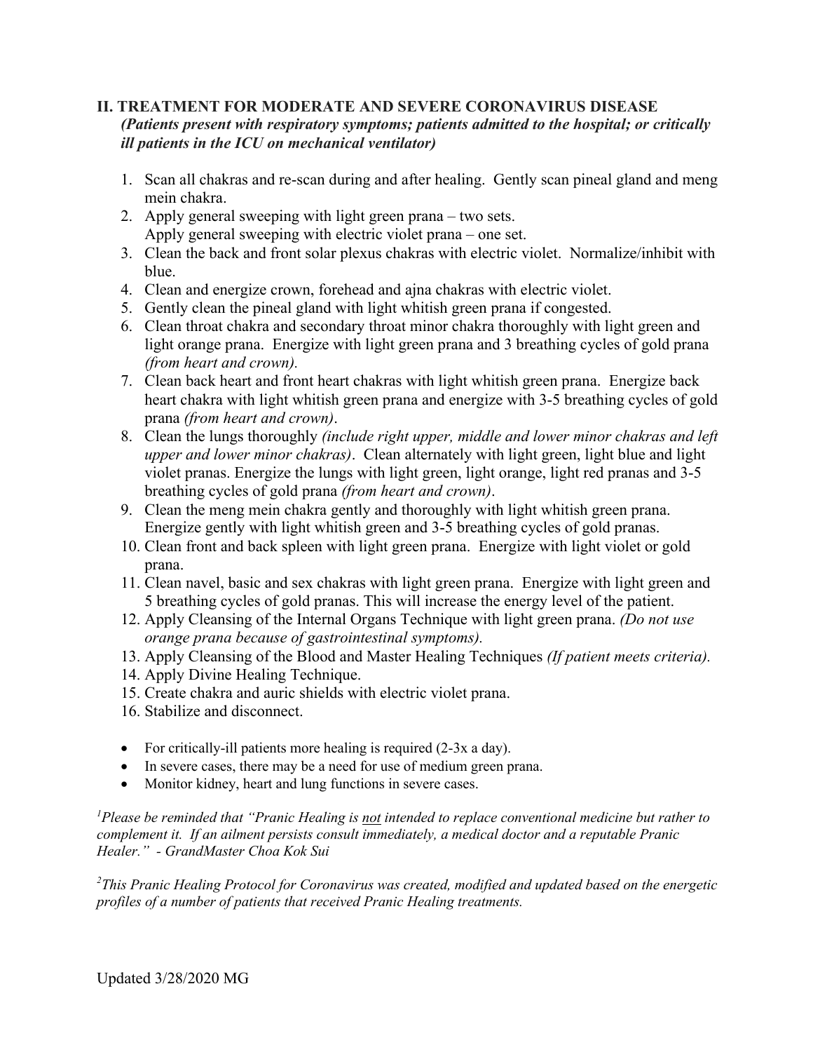## II. TREATMENT FOR MODERATE AND SEVERE CORONAVIRUS DISEASE

***(Patients present with respiratory symptoms; patients admitted to the hospital; or critically ill patients in the ICU on mechanical ventilator)***

1. Scan all chakras and re-scan during and after healing. Gently scan pineal gland and meng mein chakra.
2. Apply general sweeping with light green prana – two sets.
   Apply general sweeping with electric violet prana – one set.
3. Clean the back and front solar plexus chakras with electric violet. Normalize/inhibit with blue.
4. Clean and energize crown, forehead and ajna chakras with electric violet.
5. Gently clean the pineal gland with light whitish green prana if congested.
6. Clean throat chakra and secondary throat minor chakra thoroughly with light green and light orange prana. Energize with light green prana and 3 breathing cycles of gold prana *(from heart and crown).*
7. Clean back heart and front heart chakras with light whitish green prana. Energize back heart chakra with light whitish green prana and energize with 3-5 breathing cycles of gold prana *(from heart and crown)*.
8. Clean the lungs thoroughly *(include right upper, middle and lower minor chakras and left upper and lower minor chakras)*. Clean alternately with light green, light blue and light violet pranas. Energize the lungs with light green, light orange, light red pranas and 3-5 breathing cycles of gold prana *(from heart and crown)*.
9. Clean the meng mein chakra gently and thoroughly with light whitish green prana. Energize gently with light whitish green and 3-5 breathing cycles of gold pranas.
10. Clean front and back spleen with light green prana. Energize with light violet or gold prana.
11. Clean navel, basic and sex chakras with light green prana. Energize with light green and 5 breathing cycles of gold pranas. This will increase the energy level of the patient.
12. Apply Cleansing of the Internal Organs Technique with light green prana. *(Do not use orange prana because of gastrointestinal symptoms).*
13. Apply Cleansing of the Blood and Master Healing Techniques *(If patient meets criteria).*
14. Apply Divine Healing Technique.
15. Create chakra and auric shields with electric violet prana.
16. Stabilize and disconnect.

- For critically-ill patients more healing is required (2-3x a day).
- In severe cases, there may be a need for use of medium green prana.
- Monitor kidney, heart and lung functions in severe cases.

[1]*Please be reminded that "Pranic Healing is not intended to replace conventional medicine but rather to complement it. If an ailment persists consult immediately, a medical doctor and a reputable Pranic Healer." - GrandMaster Choa Kok Sui*

[2]*This Pranic Healing Protocol for Coronavirus was created, modified and updated based on the energetic profiles of a number of patients that received Pranic Healing treatments.*

Updated 3/28/2020 MG